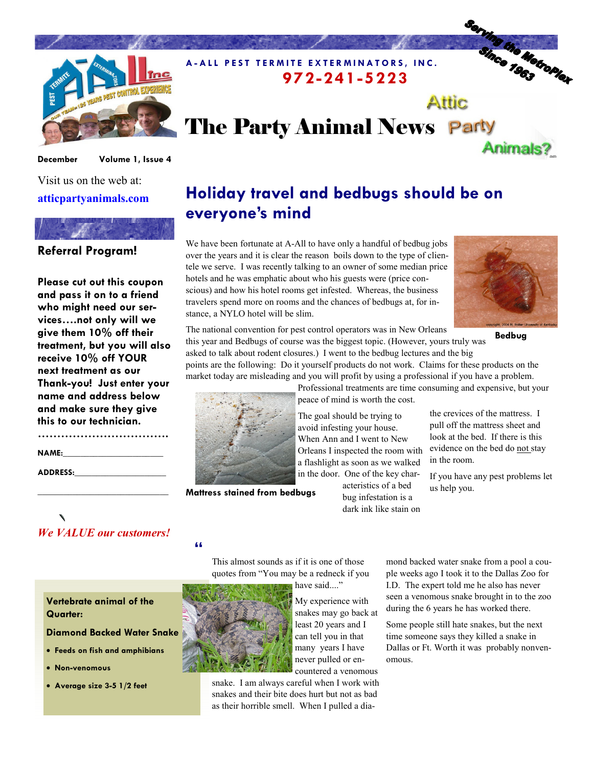A-ALL PEST TERMITE EXTERMINATORS, INC.

972-241-5223

Serving the MetroPlex Since 1963

# The Party Animal News

Attic Party Animals?

December Volume 1, Issue 4

Visit us on the web at:

**atticpartyanimals.com**

## Referral Program!

**Please cut out this coupon and pass it on to a friend who might need our services….not only will we give them 10% off their treatment, but you will also receive 10% off YOUR next treatment as our Thank-you! Just enter your name and address below and make sure they give this to our technician.**

………………………………

NAME:______________________

ADDRESS:___________________

___________________________

*We VALUE our customers!*

## Holiday travel and bedbugs should be on everyone's mind

We have been fortunate at A-All to have only a handful of bedbug jobs over the years and it is clear the reason boils down to the type of clientele we serve. I was recently talking to an owner of some median price hotels and he was emphatic about who his guests were (price conscious) and how his hotel rooms get infested. Whereas, the business travelers spend more on rooms and the chances of bedbugs at, for instance, a NYLO hotel will be slim.

Bedbug

The national convention for pest control operators was in New Orleans this year and Bedbugs of course was the biggest topic. (However, yours truly was asked to talk about rodent closures.) I went to the bedbug lectures and the big points are the following: Do it yourself products do not work. Claims for these products on the market today are misleading and you will profit by using a professional if you have a problem. Professional treatments are time consuming and expensive, but your peace of mind is worth the cost.

Mattress stained from bedbugs

The goal should be trying to avoid infesting your house. When Ann and I went to New Orleans I inspected the room with a flashlight as soon as we walked in the door. One of the key characteristics of a bed bug infestation is a dark ink like stain on the crevices of the mattress. I pull off the mattress sheet and look at the bed. If there is this evidence on the bed do not stay in the room.

If you have any pest problems let us help you.

**Vertebrate animal of the Quarter:**

**Diamond Backed Water Snake**

- **Feeds on fish and amphibians**
- **Non-venomous**
- **Average size 3-5 1/2 feet**

"This almost sounds as if it is one of those quotes from "You may be a redneck if you have said...."

My experience with snakes may go back at least 20 years and I can tell you in that many years I have never pulled or encountered a venomous snake. I am always careful when I work with snakes and their bite does hurt but not as bad as their horrible smell. When I pulled a diamond backed water snake from a pool a couple weeks ago I took it to the Dallas Zoo for I.D. The expert told me he also has never seen a venomous snake brought in to the zoo during the 6 years he has worked there.

Some people still hate snakes, but the next time someone says they killed a snake in Dallas or Ft. Worth it was probably nonvenomous.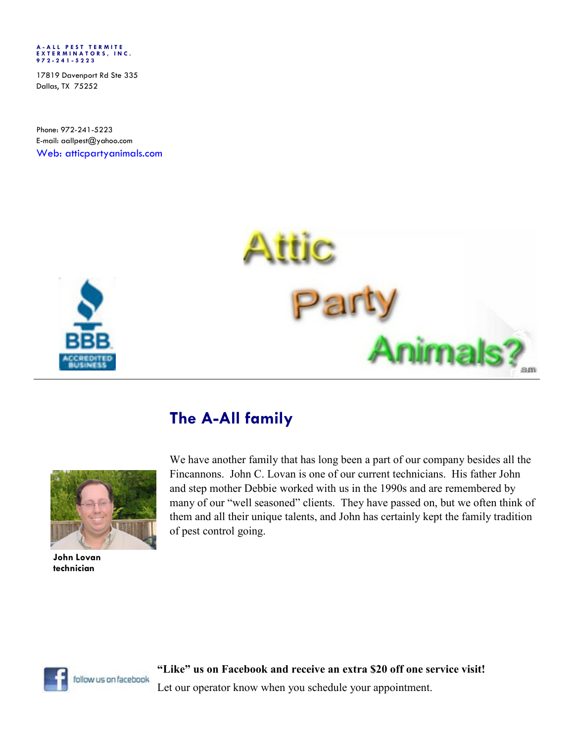A-ALL PEST TERMITE EXTERMINATORS, INC.
972-241-5223

17819 Davenport Rd Ste 335
Dallas, TX 75252

Phone: 972-241-5223
E-mail: aallpest@yahoo.com
Web: atticpartyanimals.com

Attic Party Animals?[sm]

## The A-All family

We have another family that has long been a part of our company besides all the Fincannons. John C. Lovan is one of our current technicians. His father John and step mother Debbie worked with us in the 1990s and are remembered by many of our "well seasoned" clients. They have passed on, but we often think of them and all their unique talents, and John has certainly kept the family tradition of pest control going.

**John Lovan**
**technician**

follow us on facebook

**"Like" us on Facebook and receive an extra $20 off one service visit!**
Let our operator know when you schedule your appointment.